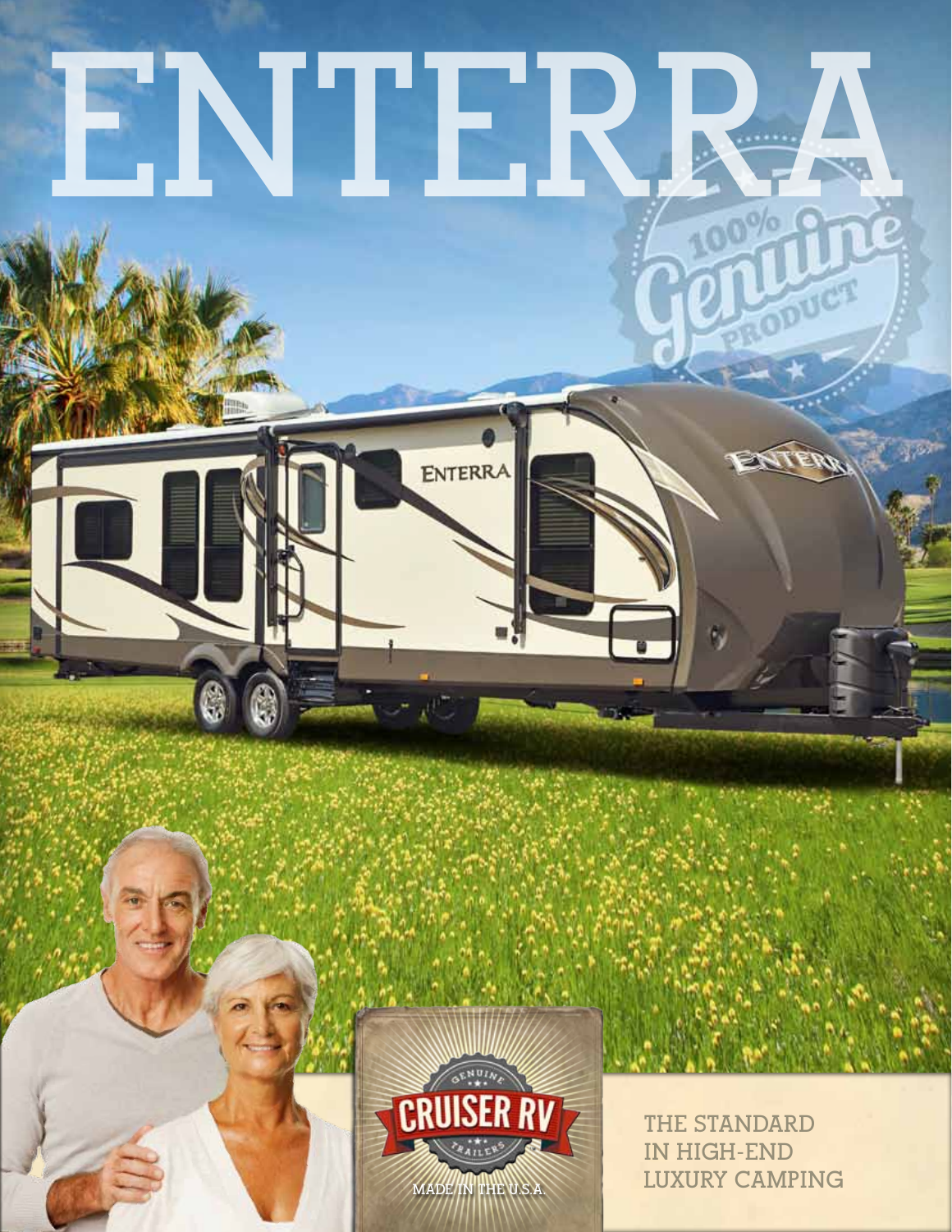# ENTERRA

100% Genuine Product

GENUINE CRUISER RV TRAILERS

MADE IN THE U.S.A.

THE STANDARD IN HIGH-END LUXURY CAMPING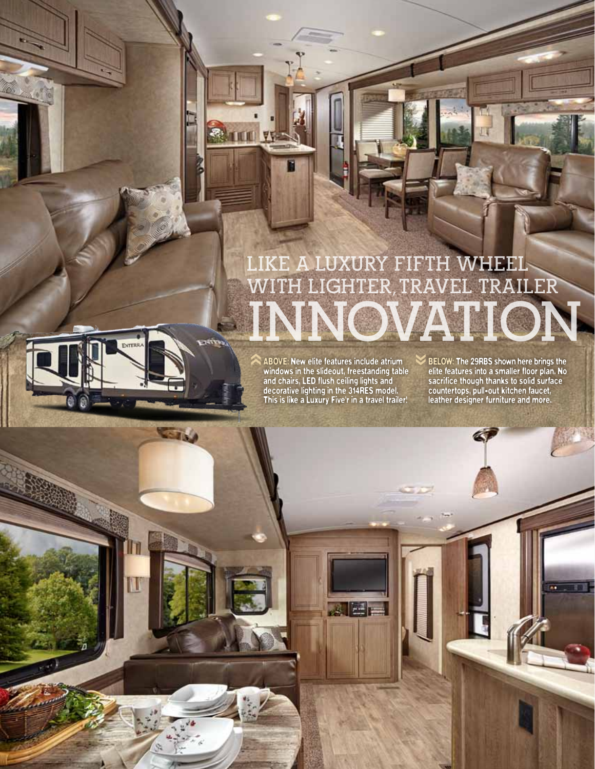# LIKE A LUXURY FIFTH WHEEL WITH LIGHTER, TRAVEL TRAILER INNOVATION

**ABOVE:** New elite features include atrium windows in the slideout, freestanding table and chairs, LED flush ceiling lights and decorative lighting in the 314RES model. This is like a Luxury Five'r in a travel trailer!

**BELOW:** The 29RBS shown here brings the elite features into a smaller floor plan. No sacrifice though thanks to solid surface countertops, pull-out kitchen faucet, leather designer furniture and more.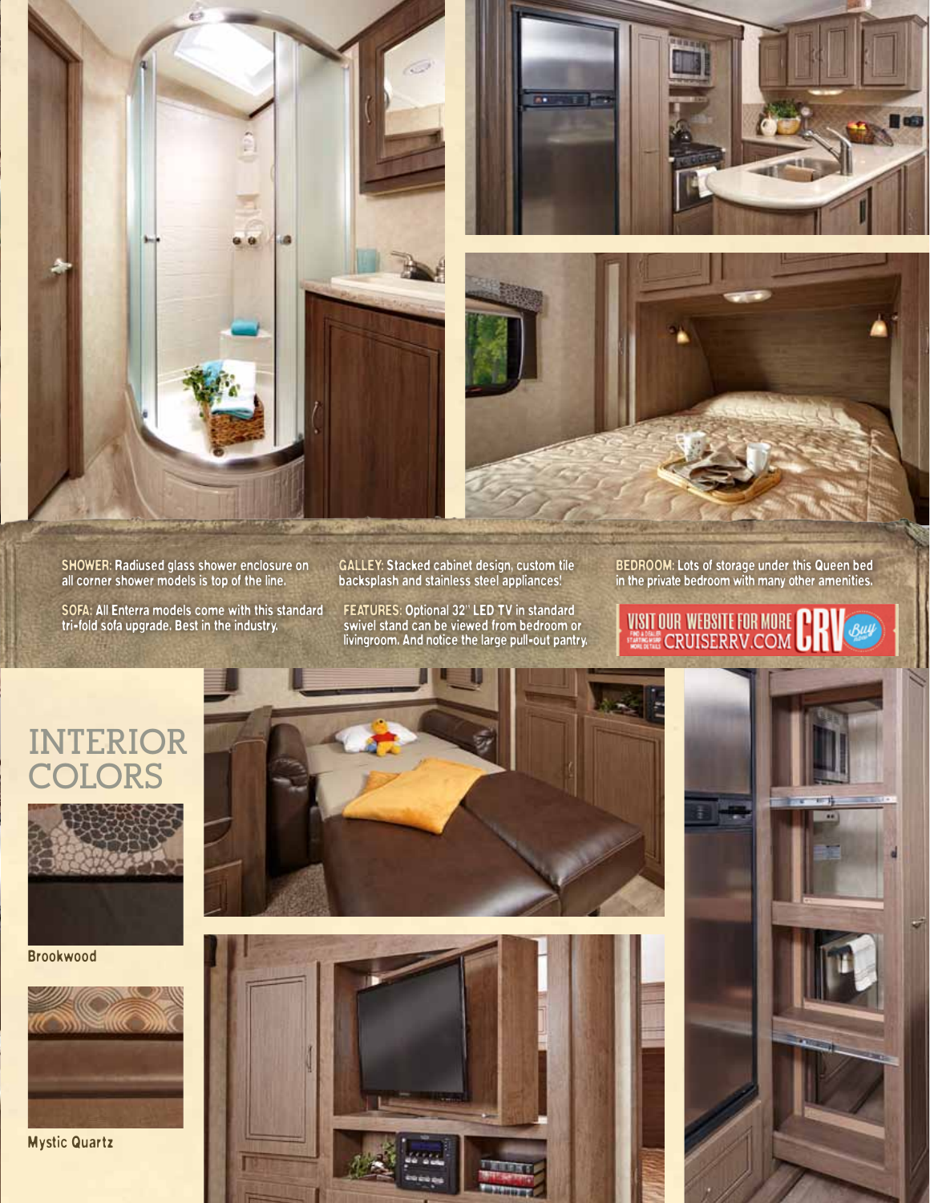**SHOWER:** Radiused glass shower enclosure on all corner shower models is top of the line.

**SOFA:** All Enterra models come with this standard tri-fold sofa upgrade. Best in the industry.

**GALLEY:** Stacked cabinet design, custom tile backsplash and stainless steel appliances!

**FEATURES:** Optional 32" LED TV in standard swivel stand can be viewed from bedroom or livingroom. And notice the large pull-out pantry.

**BEDROOM:** Lots of storage under this Queen bed in the private bedroom with many other amenities.

VISIT OUR WEBSITE FOR MORE
FIND A DEALER · STARTING MSRP · MORE DETAILS
CRUISERRV.COM

# INTERIOR COLORS

Brookwood

Mystic Quartz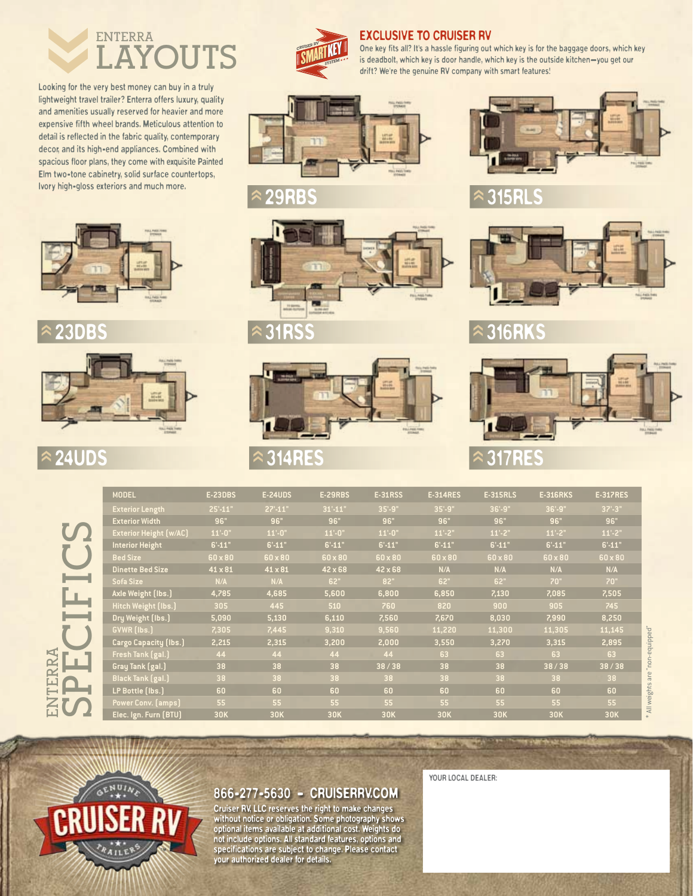# ENTERRA LAYOUTS

Looking for the very best money can buy in a truly lightweight travel trailer? Enterra offers luxury, quality and amenities usually reserved for heavier and more expensive fifth wheel brands. Meticulous attention to detail is reflected in the fabric quality, contemporary decor, and its high-end appliances. Combined with spacious floor plans, they come with exquisite Painted Elm two-tone cabinetry, solid surface countertops, Ivory high-gloss exteriors and much more.

## EXCLUSIVE TO CRUISER RV

One key fits all? It's a hassle figuring out which key is for the baggage doors, which key is deadbolt, which key is door handle, which key is the outside kitchen—you get our drift? We're the genuine RV company with smart features!

29RBS

315RLS

23DBS

31RSS

316RKS

24UDS

314RES

317RES

## ENTERRA SPECIFICS

| MODEL | E-23DBS | E-24UDS | E-29RBS | E-31RSS | E-314RES | E-315RLS | E-316RKS | E-317RES |
|---|---|---|---|---|---|---|---|---|
| Exterior Length | 25'-11" | 27'-11" | 31'-11" | 35'-9" | 35'-9" | 36'-9" | 36'-9" | 37'-3" |
| Exterior Width | 96" | 96" | 96" | 96" | 96" | 96" | 96" | 96" |
| Exterior Height (w/AC) | 11'-0" | 11'-0" | 11'-0" | 11'-0" | 11'-2" | 11'-2" | 11'-2" | 11'-2" |
| Interior Height | 6'-11" | 6'-11" | 6'-11" | 6'-11" | 6'-11" | 6'-11" | 6'-11" | 6'-11" |
| Bed Size | 60 x 80 | 60 x 80 | 60 x 80 | 60 x 80 | 60 x 80 | 60 x 80 | 60 x 80 | 60 x 80 |
| Dinette Bed Size | 41 x 81 | 41 x 81 | 42 x 68 | 42 x 68 | N/A | N/A | N/A | N/A |
| Sofa Size | N/A | N/A | 62" | 82" | 62" | 62" | 70" | 70" |
| Axle Weight (lbs.) | 4,785 | 4,685 | 5,600 | 6,800 | 6,850 | 7,130 | 7,085 | 7,505 |
| Hitch Weight (lbs.) | 305 | 445 | 510 | 760 | 820 | 900 | 905 | 745 |
| Dry Weight (lbs.) | 5,090 | 5,130 | 6,110 | 7,560 | 7,670 | 8,030 | 7,990 | 8,250 |
| GVWR (lbs.) | 7,305 | 7,445 | 9,310 | 9,560 | 11,220 | 11,300 | 11,305 | 11,145 |
| Cargo Capacity (lbs.) | 2,215 | 2,315 | 3,200 | 2,000 | 3,550 | 3,270 | 3,315 | 2,895 |
| Fresh Tank (gal.) | 44 | 44 | 44 | 44 | 63 | 63 | 63 | 63 |
| Gray Tank (gal.) | 38 | 38 | 38 | 38 / 38 | 38 | 38 | 38 / 38 | 38 / 38 |
| Black Tank (gal.) | 38 | 38 | 38 | 38 | 38 | 38 | 38 | 38 |
| LP Bottle (lbs.) | 60 | 60 | 60 | 60 | 60 | 60 | 60 | 60 |
| Power Conv. (amps) | 55 | 55 | 55 | 55 | 55 | 55 | 55 | 55 |
| Elec. Ign. Furn (BTU) | 30K | 30K | 30K | 30K | 30K | 30K | 30K | 30K |

* All weights are 'non-equipped'

## 866-277-5630 - CRUISERRV.COM

Cruiser RV, LLC reserves the right to make changes without notice or obligation. Some photography shows optional items available at additional cost. Weights do not include options. All standard features, options and specifications are subject to change. Please contact your authorized dealer for details.

YOUR LOCAL DEALER: